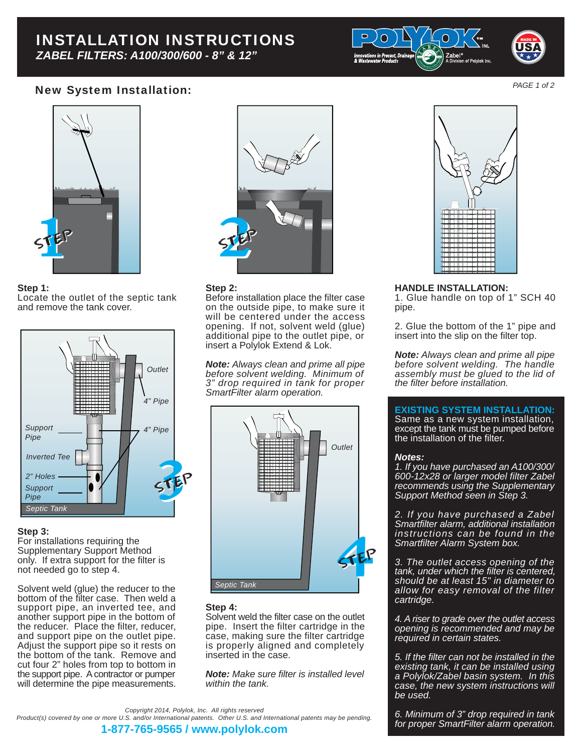# INSTALLATION INSTRUCTIONS

## *ZABEL FILTERS: A100/300/600 - 8" & 12"*

## New System Installation:

**Step 1:**
Locate the outlet of the septic tank and remove the tank cover.

Outlet

4" Pipe

4" Pipe

Support Pipe

Inverted Tee

2" Holes

Support Pipe

Septic Tank

**Step 3:**
For installations requiring the Supplementary Support Method only. If extra support for the filter is not needed go to step 4.

Solvent weld (glue) the reducer to the bottom of the filter case. Then weld a support pipe, an inverted tee, and another support pipe in the bottom of the reducer. Place the filter, reducer, and support pipe on the outlet pipe. Adjust the support pipe so it rests on the bottom of the tank. Remove and cut four 2" holes from top to bottom in the support pipe. A contractor or pumper will determine the pipe measurements.

**Step 2:**
Before installation place the filter case on the outside pipe, to make sure it will be centered under the access opening. If not, solvent weld (glue) additional pipe to the outlet pipe, or insert a Polylok Extend & Lok.

***Note:*** *Always clean and prime all pipe before solvent welding. Minimum of 3" drop required in tank for proper SmartFilter alarm operation.*

Outlet

Septic Tank

**Step 4:**
Solvent weld the filter case on the outlet pipe. Insert the filter cartridge in the case, making sure the filter cartridge is properly aligned and completely inserted in the case.

***Note:*** *Make sure filter is installed level within the tank.*

**HANDLE INSTALLATION:**

1. Glue handle on top of 1" SCH 40 pipe.

2. Glue the bottom of the 1" pipe and insert into the slip on the filter top.

***Note:*** *Always clean and prime all pipe before solvent welding. The handle assembly must be glued to the lid of the filter before installation.*

**EXISTING SYSTEM INSTALLATION:**
Same as a new system installation, except the tank must be pumped before the installation of the filter.

***Notes:***

*1. If you have purchased an A100/300/600-12x28 or larger model filter Zabel recommends using the Supplementary Support Method seen in Step 3.*

*2. If you have purchased a Zabel Smartfilter alarm, additional installation instructions can be found in the Smartfilter Alarm System box.*

*3. The outlet access opening of the tank, under which the filter is centered, should be at least 15" in diameter to allow for easy removal of the filter cartridge.*

*4. A riser to grade over the outlet access opening is recommended and may be required in certain states.*

*5. If the filter can not be installed in the existing tank, it can be installed using a Polylok/Zabel basin system. In this case, the new system instructions will be used.*

*6. Minimum of 3" drop required in tank for proper SmartFilter alarm operation.*

*Copyright 2014, Polylok, Inc. All rights reserved*
*Product(s) covered by one or more U.S. and/or International patents. Other U.S. and International patents may be pending.*

**1-877-765-9565 / www.polylok.com**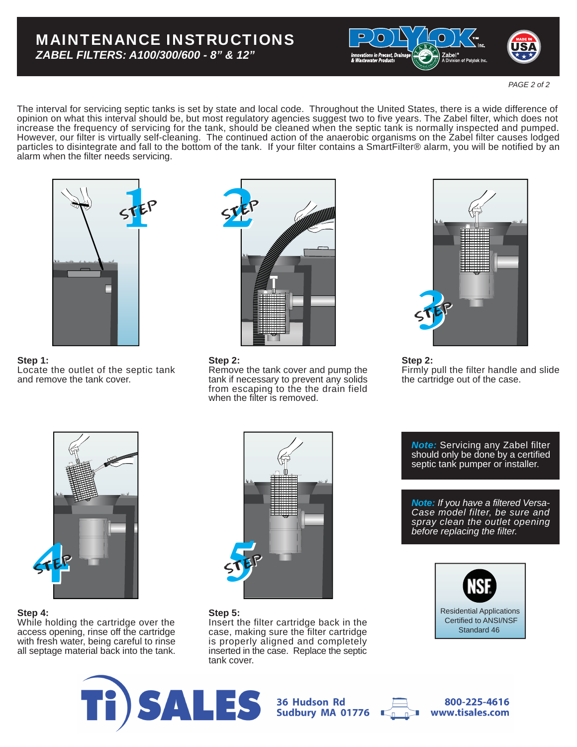# MAINTENANCE INSTRUCTIONS

***ZABEL FILTERS: A100/300/600 - 8" & 12"***

The interval for servicing septic tanks is set by state and local code. Throughout the United States, there is a wide difference of opinion on what this interval should be, but most regulatory agencies suggest two to five years. The Zabel filter, which does not increase the frequency of servicing for the tank, should be cleaned when the septic tank is normally inspected and pumped. However, our filter is virtually self-cleaning. The continued action of the anaerobic organisms on the Zabel filter causes lodged particles to disintegrate and fall to the bottom of the tank. If your filter contains a SmartFilter® alarm, you will be notified by an alarm when the filter needs servicing.

**Step 1:**
Locate the outlet of the septic tank and remove the tank cover.

**Step 2:**
Remove the tank cover and pump the tank if necessary to prevent any solids from escaping to the the drain field when the filter is removed.

**Step 2:**
Firmly pull the filter handle and slide the cartridge out of the case.

**Step 4:**
While holding the cartridge over the access opening, rinse off the cartridge with fresh water, being careful to rinse all septage material back into the tank.

**Step 5:**
Insert the filter cartridge back in the case, making sure the filter cartridge is properly aligned and completely inserted in the case. Replace the septic tank cover.

***Note:*** Servicing any Zabel filter should only be done by a certified septic tank pumper or installer.

***Note:*** *If you have a filtered Versa-Case model filter, be sure and spray clean the outlet opening before replacing the filter.*

NSF
Residential Applications
Certified to ANSI/NSF
Standard 46

Ti SALES
36 Hudson Rd
Sudbury MA 01776
800-225-4616
www.tisales.com